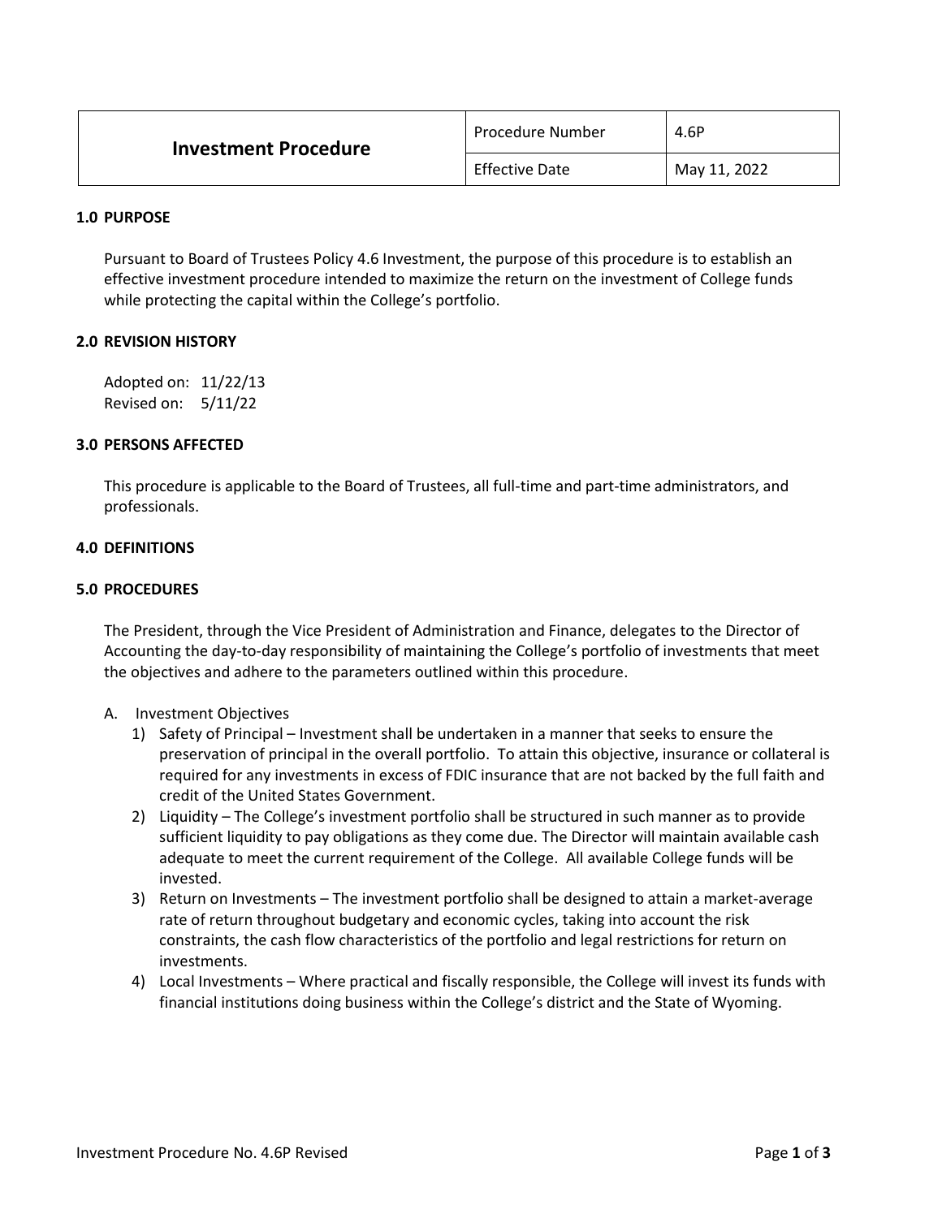| Investment Procedure | Procedure Number | 4.6P |
|---|---|---|
| | Effective Date | May 11, 2022 |

## 1.0 PURPOSE

Pursuant to Board of Trustees Policy 4.6 Investment, the purpose of this procedure is to establish an effective investment procedure intended to maximize the return on the investment of College funds while protecting the capital within the College's portfolio.

## 2.0 REVISION HISTORY

Adopted on: 11/22/13
Revised on: 5/11/22

## 3.0 PERSONS AFFECTED

This procedure is applicable to the Board of Trustees, all full-time and part-time administrators, and professionals.

## 4.0 DEFINITIONS

## 5.0 PROCEDURES

The President, through the Vice President of Administration and Finance, delegates to the Director of Accounting the day-to-day responsibility of maintaining the College's portfolio of investments that meet the objectives and adhere to the parameters outlined within this procedure.

A. Investment Objectives

1) Safety of Principal – Investment shall be undertaken in a manner that seeks to ensure the preservation of principal in the overall portfolio. To attain this objective, insurance or collateral is required for any investments in excess of FDIC insurance that are not backed by the full faith and credit of the United States Government.
2) Liquidity – The College's investment portfolio shall be structured in such manner as to provide sufficient liquidity to pay obligations as they come due. The Director will maintain available cash adequate to meet the current requirement of the College. All available College funds will be invested.
3) Return on Investments – The investment portfolio shall be designed to attain a market-average rate of return throughout budgetary and economic cycles, taking into account the risk constraints, the cash flow characteristics of the portfolio and legal restrictions for return on investments.
4) Local Investments – Where practical and fiscally responsible, the College will invest its funds with financial institutions doing business within the College's district and the State of Wyoming.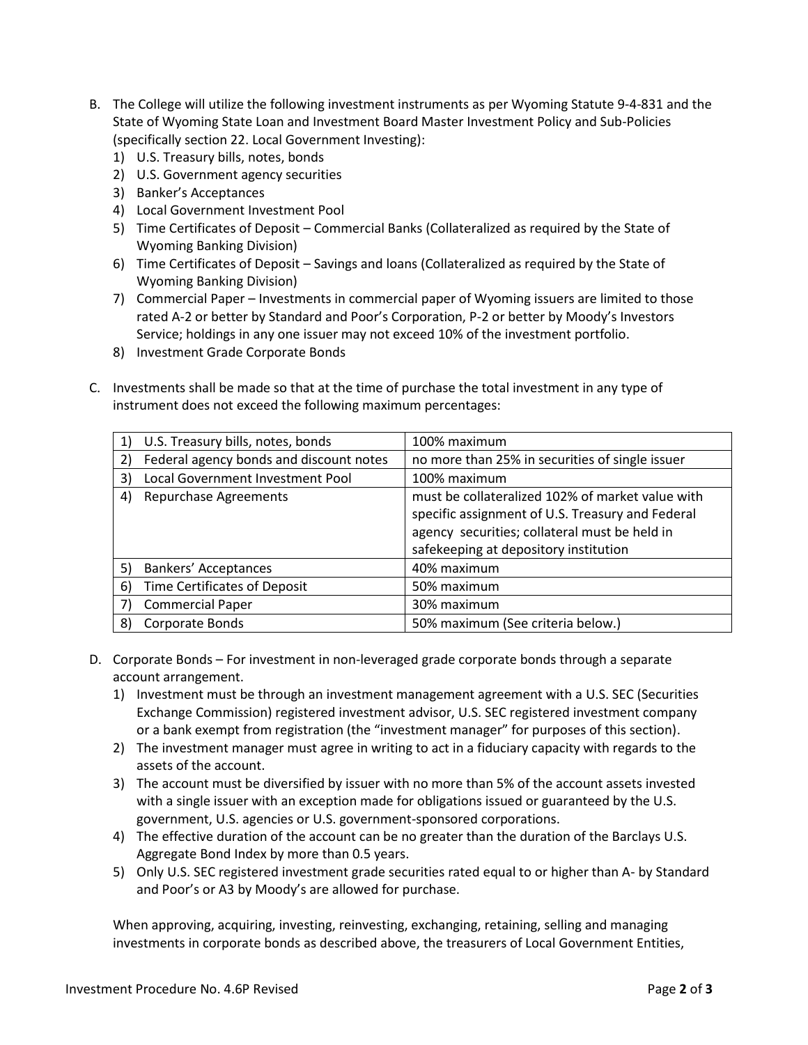B. The College will utilize the following investment instruments as per Wyoming Statute 9-4-831 and the State of Wyoming State Loan and Investment Board Master Investment Policy and Sub-Policies (specifically section 22. Local Government Investing):
   1) U.S. Treasury bills, notes, bonds
   2) U.S. Government agency securities
   3) Banker's Acceptances
   4) Local Government Investment Pool
   5) Time Certificates of Deposit – Commercial Banks (Collateralized as required by the State of Wyoming Banking Division)
   6) Time Certificates of Deposit – Savings and loans (Collateralized as required by the State of Wyoming Banking Division)
   7) Commercial Paper – Investments in commercial paper of Wyoming issuers are limited to those rated A-2 or better by Standard and Poor's Corporation, P-2 or better by Moody's Investors Service; holdings in any one issuer may not exceed 10% of the investment portfolio.
   8) Investment Grade Corporate Bonds

C. Investments shall be made so that at the time of purchase the total investment in any type of instrument does not exceed the following maximum percentages:

| Instrument | Maximum |
|---|---|
| 1) U.S. Treasury bills, notes, bonds | 100% maximum |
| 2) Federal agency bonds and discount notes | no more than 25% in securities of single issuer |
| 3) Local Government Investment Pool | 100% maximum |
| 4) Repurchase Agreements | must be collateralized 102% of market value with specific assignment of U.S. Treasury and Federal agency securities; collateral must be held in safekeeping at depository institution |
| 5) Bankers' Acceptances | 40% maximum |
| 6) Time Certificates of Deposit | 50% maximum |
| 7) Commercial Paper | 30% maximum |
| 8) Corporate Bonds | 50% maximum (See criteria below.) |

D. Corporate Bonds – For investment in non-leveraged grade corporate bonds through a separate account arrangement.
   1) Investment must be through an investment management agreement with a U.S. SEC (Securities Exchange Commission) registered investment advisor, U.S. SEC registered investment company or a bank exempt from registration (the "investment manager" for purposes of this section).
   2) The investment manager must agree in writing to act in a fiduciary capacity with regards to the assets of the account.
   3) The account must be diversified by issuer with no more than 5% of the account assets invested with a single issuer with an exception made for obligations issued or guaranteed by the U.S. government, U.S. agencies or U.S. government-sponsored corporations.
   4) The effective duration of the account can be no greater than the duration of the Barclays U.S. Aggregate Bond Index by more than 0.5 years.
   5) Only U.S. SEC registered investment grade securities rated equal to or higher than A- by Standard and Poor's or A3 by Moody's are allowed for purchase.

   When approving, acquiring, investing, reinvesting, exchanging, retaining, selling and managing investments in corporate bonds as described above, the treasurers of Local Government Entities,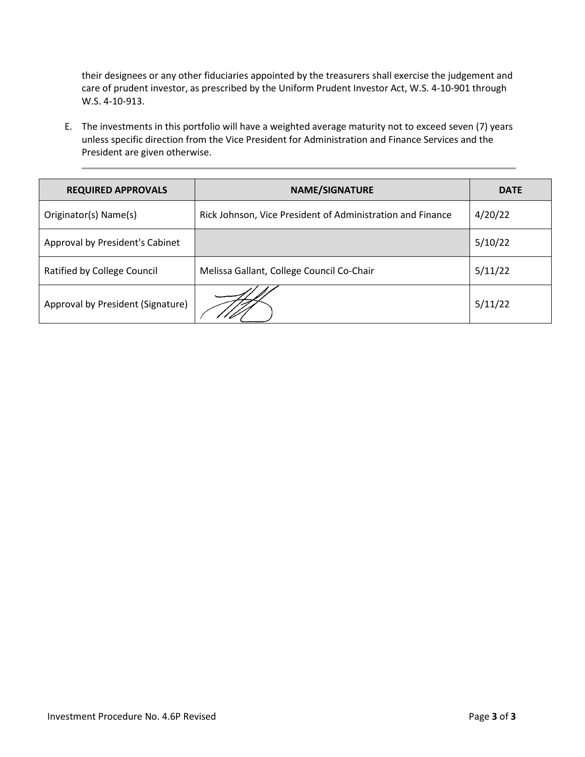their designees or any other fiduciaries appointed by the treasurers shall exercise the judgement and care of prudent investor, as prescribed by the Uniform Prudent Investor Act, W.S. 4-10-901 through W.S. 4-10-913.

E. The investments in this portfolio will have a weighted average maturity not to exceed seven (7) years unless specific direction from the Vice President for Administration and Finance Services and the President are given otherwise.

---

| REQUIRED APPROVALS | NAME/SIGNATURE | DATE |
|---|---|---|
| Originator(s) Name(s) | Rick Johnson, Vice President of Administration and Finance | 4/20/22 |
| Approval by President's Cabinet | | 5/10/22 |
| Ratified by College Council | Melissa Gallant, College Council Co-Chair | 5/11/22 |
| Approval by President (Signature) | | 5/11/22 |